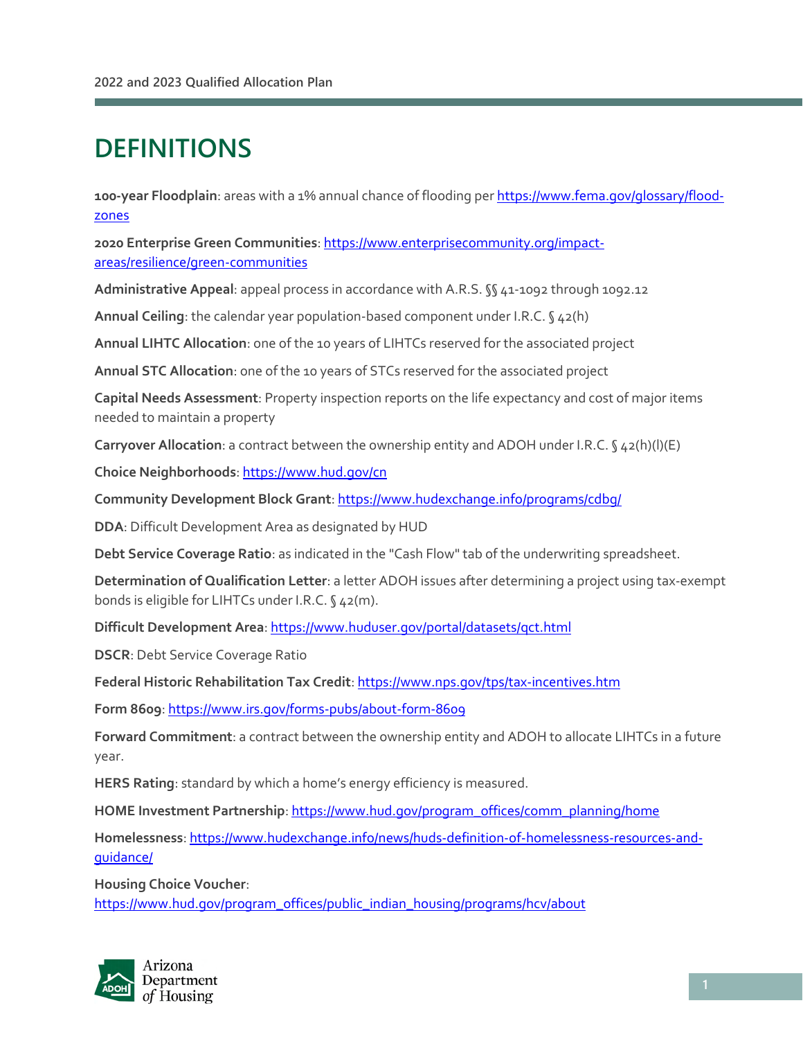# DEFINITIONS

**100-year Floodplain**: areas with a 1% annual chance of flooding per https://www.fema.gov/glossary/flood-zones

**2020 Enterprise Green Communities**: https://www.enterprisecommunity.org/impact-areas/resilience/green-communities

**Administrative Appeal**: appeal process in accordance with A.R.S. §§ 41-1092 through 1092.12

**Annual Ceiling**: the calendar year population-based component under I.R.C. § 42(h)

**Annual LIHTC Allocation**: one of the 10 years of LIHTCs reserved for the associated project

**Annual STC Allocation**: one of the 10 years of STCs reserved for the associated project

**Capital Needs Assessment**: Property inspection reports on the life expectancy and cost of major items needed to maintain a property

**Carryover Allocation**: a contract between the ownership entity and ADOH under I.R.C. § 42(h)(l)(E)

**Choice Neighborhoods**: https://www.hud.gov/cn

**Community Development Block Grant**: https://www.hudexchange.info/programs/cdbg/

**DDA**: Difficult Development Area as designated by HUD

**Debt Service Coverage Ratio**: as indicated in the "Cash Flow" tab of the underwriting spreadsheet.

**Determination of Qualification Letter**: a letter ADOH issues after determining a project using tax-exempt bonds is eligible for LIHTCs under I.R.C. § 42(m).

**Difficult Development Area**: https://www.huduser.gov/portal/datasets/qct.html

**DSCR**: Debt Service Coverage Ratio

**Federal Historic Rehabilitation Tax Credit**: https://www.nps.gov/tps/tax-incentives.htm

**Form 8609**: https://www.irs.gov/forms-pubs/about-form-8609

**Forward Commitment**: a contract between the ownership entity and ADOH to allocate LIHTCs in a future year.

**HERS Rating**: standard by which a home's energy efficiency is measured.

**HOME Investment Partnership**: https://www.hud.gov/program_offices/comm_planning/home

**Homelessness**: https://www.hudexchange.info/news/huds-definition-of-homelessness-resources-and-guidance/

**Housing Choice Voucher**: https://www.hud.gov/program_offices/public_indian_housing/programs/hcv/about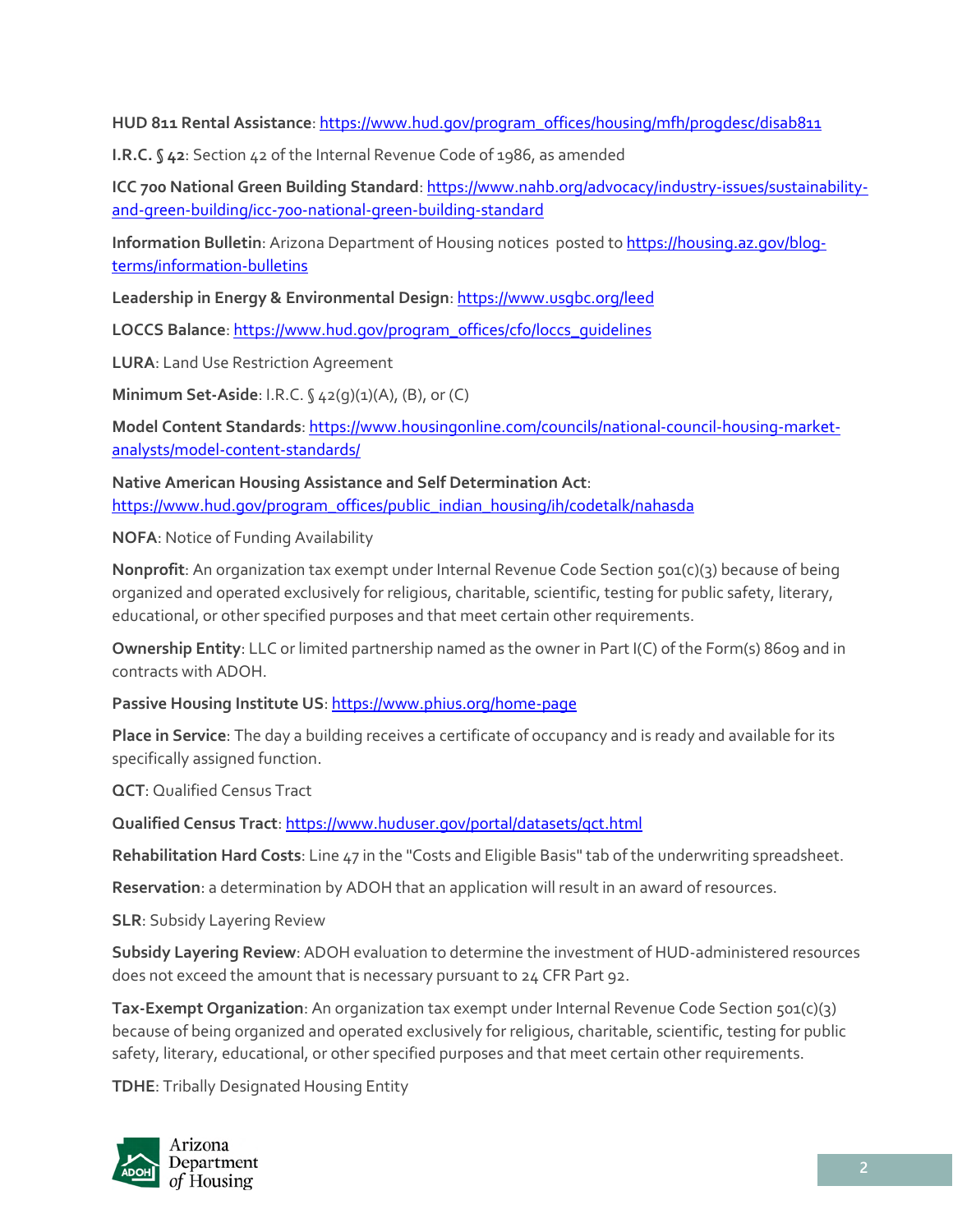**HUD 811 Rental Assistance**: https://www.hud.gov/program_offices/housing/mfh/progdesc/disab811

**I.R.C. § 42**: Section 42 of the Internal Revenue Code of 1986, as amended

**ICC 700 National Green Building Standard**: https://www.nahb.org/advocacy/industry-issues/sustainability-and-green-building/icc-700-national-green-building-standard

**Information Bulletin**: Arizona Department of Housing notices posted to https://housing.az.gov/blog-terms/information-bulletins

**Leadership in Energy & Environmental Design**: https://www.usgbc.org/leed

**LOCCS Balance**: https://www.hud.gov/program_offices/cfo/loccs_guidelines

**LURA**: Land Use Restriction Agreement

**Minimum Set-Aside**: I.R.C. § 42(g)(1)(A), (B), or (C)

**Model Content Standards**: https://www.housingonline.com/councils/national-council-housing-market-analysts/model-content-standards/

**Native American Housing Assistance and Self Determination Act**: https://www.hud.gov/program_offices/public_indian_housing/ih/codetalk/nahasda

**NOFA**: Notice of Funding Availability

**Nonprofit**: An organization tax exempt under Internal Revenue Code Section 501(c)(3) because of being organized and operated exclusively for religious, charitable, scientific, testing for public safety, literary, educational, or other specified purposes and that meet certain other requirements.

**Ownership Entity**: LLC or limited partnership named as the owner in Part I(C) of the Form(s) 8609 and in contracts with ADOH.

**Passive Housing Institute US**: https://www.phius.org/home-page

**Place in Service**: The day a building receives a certificate of occupancy and is ready and available for its specifically assigned function.

**QCT**: Qualified Census Tract

**Qualified Census Tract**: https://www.huduser.gov/portal/datasets/qct.html

**Rehabilitation Hard Costs**: Line 47 in the "Costs and Eligible Basis" tab of the underwriting spreadsheet.

**Reservation**: a determination by ADOH that an application will result in an award of resources.

**SLR**: Subsidy Layering Review

**Subsidy Layering Review**: ADOH evaluation to determine the investment of HUD-administered resources does not exceed the amount that is necessary pursuant to 24 CFR Part 92.

**Tax-Exempt Organization**: An organization tax exempt under Internal Revenue Code Section 501(c)(3) because of being organized and operated exclusively for religious, charitable, scientific, testing for public safety, literary, educational, or other specified purposes and that meet certain other requirements.

**TDHE**: Tribally Designated Housing Entity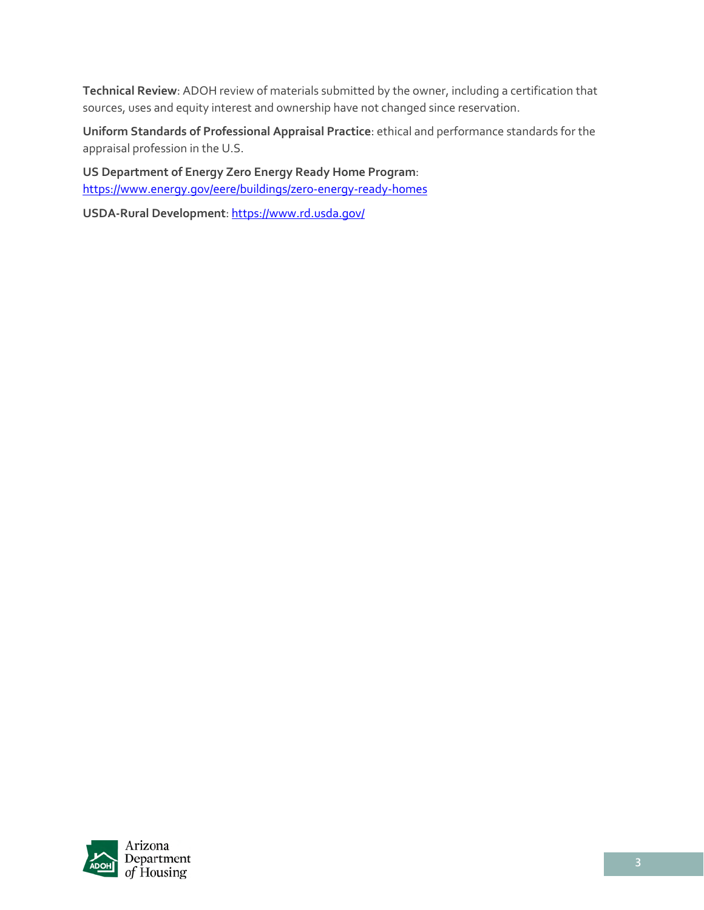**Technical Review**: ADOH review of materials submitted by the owner, including a certification that sources, uses and equity interest and ownership have not changed since reservation.

**Uniform Standards of Professional Appraisal Practice**: ethical and performance standards for the appraisal profession in the U.S.

**US Department of Energy Zero Energy Ready Home Program**: https://www.energy.gov/eere/buildings/zero-energy-ready-homes

**USDA-Rural Development**: https://www.rd.usda.gov/